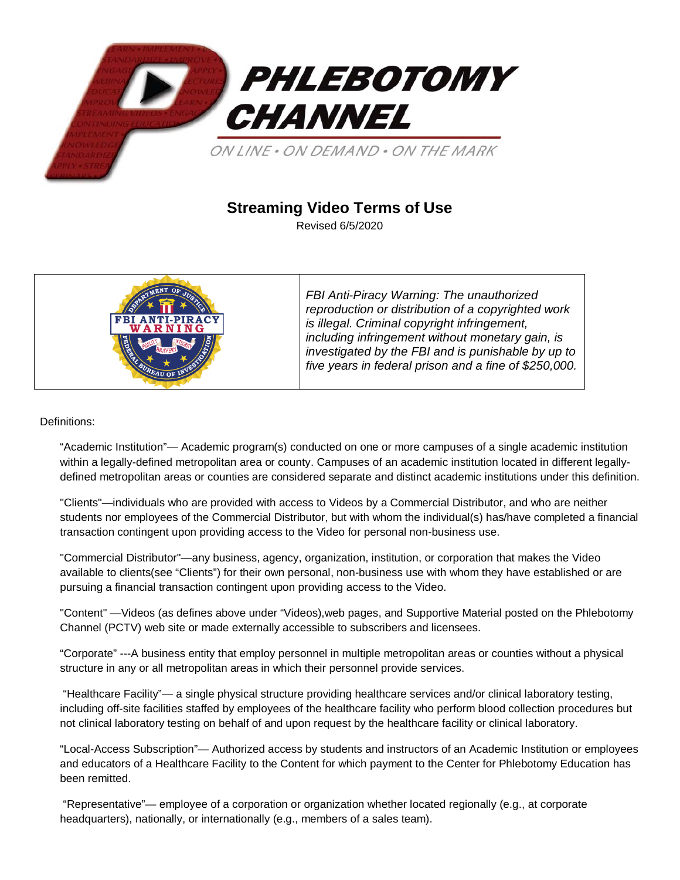# PHLEBOTOMY CHANNEL

ON LINE • ON DEMAND • ON THE MARK

## Streaming Video Terms of Use

Revised 6/5/2020

| FBI ANTI-PIRACY WARNING | *FBI Anti-Piracy Warning: The unauthorized reproduction or distribution of a copyrighted work is illegal. Criminal copyright infringement, including infringement without monetary gain, is investigated by the FBI and is punishable by up to five years in federal prison and a fine of $250,000.* |
|---|---|

Definitions:

"Academic Institution"— Academic program(s) conducted on one or more campuses of a single academic institution within a legally-defined metropolitan area or county. Campuses of an academic institution located in different legally-defined metropolitan areas or counties are considered separate and distinct academic institutions under this definition.

"Clients"—individuals who are provided with access to Videos by a Commercial Distributor, and who are neither students nor employees of the Commercial Distributor, but with whom the individual(s) has/have completed a financial transaction contingent upon providing access to the Video for personal non-business use.

"Commercial Distributor"—any business, agency, organization, institution, or corporation that makes the Video available to clients(see "Clients") for their own personal, non-business use with whom they have established or are pursuing a financial transaction contingent upon providing access to the Video.

"Content" —Videos (as defines above under "Videos),web pages, and Supportive Material posted on the Phlebotomy Channel (PCTV) web site or made externally accessible to subscribers and licensees.

"Corporate" ---A business entity that employ personnel in multiple metropolitan areas or counties without a physical structure in any or all metropolitan areas in which their personnel provide services.

"Healthcare Facility"— a single physical structure providing healthcare services and/or clinical laboratory testing, including off-site facilities staffed by employees of the healthcare facility who perform blood collection procedures but not clinical laboratory testing on behalf of and upon request by the healthcare facility or clinical laboratory.

"Local-Access Subscription"— Authorized access by students and instructors of an Academic Institution or employees and educators of a Healthcare Facility to the Content for which payment to the Center for Phlebotomy Education has been remitted.

"Representative"— employee of a corporation or organization whether located regionally (e.g., at corporate headquarters), nationally, or internationally (e.g., members of a sales team).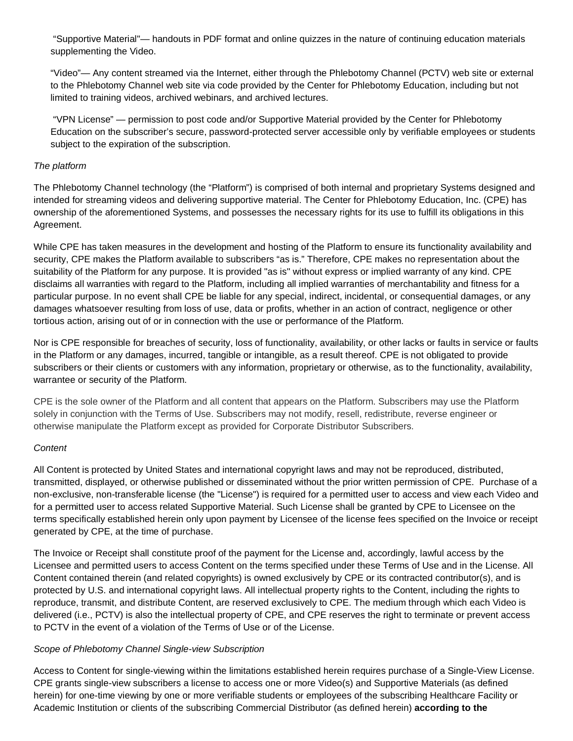"Supportive Material"— handouts in PDF format and online quizzes in the nature of continuing education materials supplementing the Video.

"Video"— Any content streamed via the Internet, either through the Phlebotomy Channel (PCTV) web site or external to the Phlebotomy Channel web site via code provided by the Center for Phlebotomy Education, including but not limited to training videos, archived webinars, and archived lectures.

"VPN License" — permission to post code and/or Supportive Material provided by the Center for Phlebotomy Education on the subscriber's secure, password-protected server accessible only by verifiable employees or students subject to the expiration of the subscription.

*The platform*

The Phlebotomy Channel technology (the "Platform") is comprised of both internal and proprietary Systems designed and intended for streaming videos and delivering supportive material. The Center for Phlebotomy Education, Inc. (CPE) has ownership of the aforementioned Systems, and possesses the necessary rights for its use to fulfill its obligations in this Agreement.

While CPE has taken measures in the development and hosting of the Platform to ensure its functionality availability and security, CPE makes the Platform available to subscribers "as is." Therefore, CPE makes no representation about the suitability of the Platform for any purpose. It is provided "as is" without express or implied warranty of any kind. CPE disclaims all warranties with regard to the Platform, including all implied warranties of merchantability and fitness for a particular purpose. In no event shall CPE be liable for any special, indirect, incidental, or consequential damages, or any damages whatsoever resulting from loss of use, data or profits, whether in an action of contract, negligence or other tortious action, arising out of or in connection with the use or performance of the Platform.

Nor is CPE responsible for breaches of security, loss of functionality, availability, or other lacks or faults in service or faults in the Platform or any damages, incurred, tangible or intangible, as a result thereof. CPE is not obligated to provide subscribers or their clients or customers with any information, proprietary or otherwise, as to the functionality, availability, warrantee or security of the Platform.

CPE is the sole owner of the Platform and all content that appears on the Platform. Subscribers may use the Platform solely in conjunction with the Terms of Use. Subscribers may not modify, resell, redistribute, reverse engineer or otherwise manipulate the Platform except as provided for Corporate Distributor Subscribers.

*Content*

All Content is protected by United States and international copyright laws and may not be reproduced, distributed, transmitted, displayed, or otherwise published or disseminated without the prior written permission of CPE. Purchase of a non-exclusive, non-transferable license (the "License") is required for a permitted user to access and view each Video and for a permitted user to access related Supportive Material. Such License shall be granted by CPE to Licensee on the terms specifically established herein only upon payment by Licensee of the license fees specified on the Invoice or receipt generated by CPE, at the time of purchase.

The Invoice or Receipt shall constitute proof of the payment for the License and, accordingly, lawful access by the Licensee and permitted users to access Content on the terms specified under these Terms of Use and in the License. All Content contained therein (and related copyrights) is owned exclusively by CPE or its contracted contributor(s), and is protected by U.S. and international copyright laws. All intellectual property rights to the Content, including the rights to reproduce, transmit, and distribute Content, are reserved exclusively to CPE. The medium through which each Video is delivered (i.e., PCTV) is also the intellectual property of CPE, and CPE reserves the right to terminate or prevent access to PCTV in the event of a violation of the Terms of Use or of the License.

*Scope of Phlebotomy Channel Single-view Subscription*

Access to Content for single-viewing within the limitations established herein requires purchase of a Single-View License. CPE grants single-view subscribers a license to access one or more Video(s) and Supportive Materials (as defined herein) for one-time viewing by one or more verifiable students or employees of the subscribing Healthcare Facility or Academic Institution or clients of the subscribing Commercial Distributor (as defined herein) **according to the**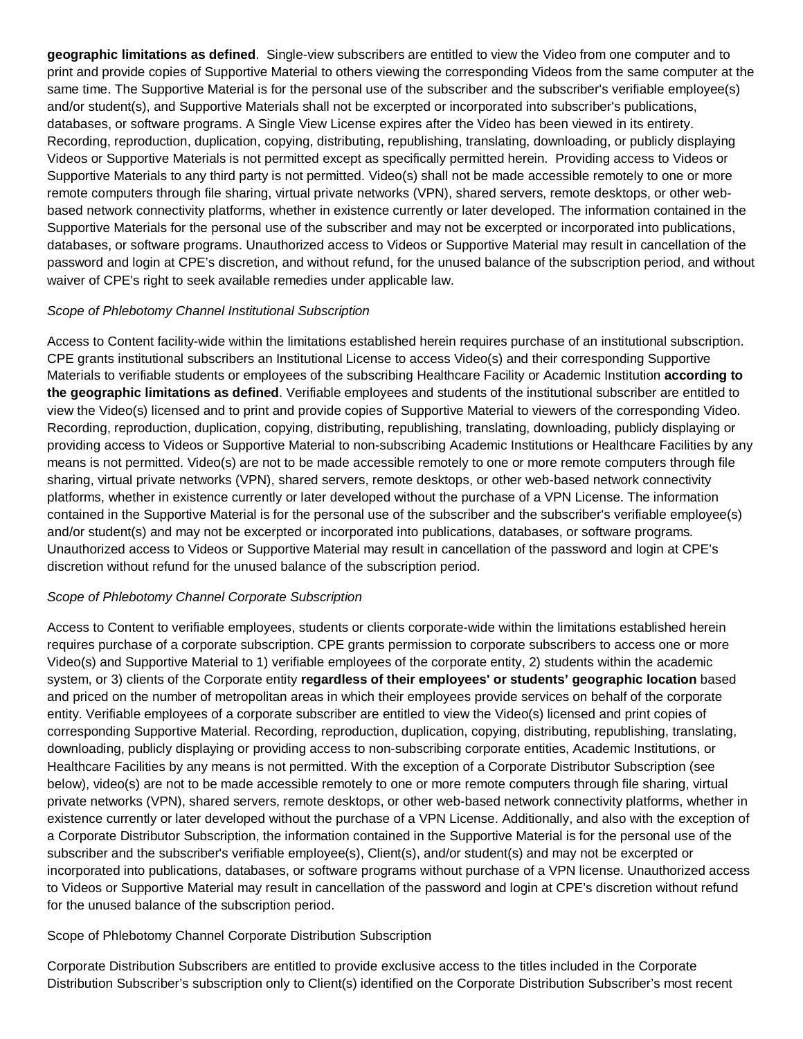**geographic limitations as defined**. Single-view subscribers are entitled to view the Video from one computer and to print and provide copies of Supportive Material to others viewing the corresponding Videos from the same computer at the same time. The Supportive Material is for the personal use of the subscriber and the subscriber's verifiable employee(s) and/or student(s), and Supportive Materials shall not be excerpted or incorporated into subscriber's publications, databases, or software programs. A Single View License expires after the Video has been viewed in its entirety. Recording, reproduction, duplication, copying, distributing, republishing, translating, downloading, or publicly displaying Videos or Supportive Materials is not permitted except as specifically permitted herein. Providing access to Videos or Supportive Materials to any third party is not permitted. Video(s) shall not be made accessible remotely to one or more remote computers through file sharing, virtual private networks (VPN), shared servers, remote desktops, or other web-based network connectivity platforms, whether in existence currently or later developed. The information contained in the Supportive Materials for the personal use of the subscriber and may not be excerpted or incorporated into publications, databases, or software programs. Unauthorized access to Videos or Supportive Material may result in cancellation of the password and login at CPE's discretion, and without refund, for the unused balance of the subscription period, and without waiver of CPE's right to seek available remedies under applicable law.

*Scope of Phlebotomy Channel Institutional Subscription*

Access to Content facility-wide within the limitations established herein requires purchase of an institutional subscription. CPE grants institutional subscribers an Institutional License to access Video(s) and their corresponding Supportive Materials to verifiable students or employees of the subscribing Healthcare Facility or Academic Institution **according to the geographic limitations as defined**. Verifiable employees and students of the institutional subscriber are entitled to view the Video(s) licensed and to print and provide copies of Supportive Material to viewers of the corresponding Video. Recording, reproduction, duplication, copying, distributing, republishing, translating, downloading, publicly displaying or providing access to Videos or Supportive Material to non-subscribing Academic Institutions or Healthcare Facilities by any means is not permitted. Video(s) are not to be made accessible remotely to one or more remote computers through file sharing, virtual private networks (VPN), shared servers, remote desktops, or other web-based network connectivity platforms, whether in existence currently or later developed without the purchase of a VPN License. The information contained in the Supportive Material is for the personal use of the subscriber and the subscriber's verifiable employee(s) and/or student(s) and may not be excerpted or incorporated into publications, databases, or software programs. Unauthorized access to Videos or Supportive Material may result in cancellation of the password and login at CPE's discretion without refund for the unused balance of the subscription period.

*Scope of Phlebotomy Channel Corporate Subscription*

Access to Content to verifiable employees, students or clients corporate-wide within the limitations established herein requires purchase of a corporate subscription. CPE grants permission to corporate subscribers to access one or more Video(s) and Supportive Material to 1) verifiable employees of the corporate entity, 2) students within the academic system, or 3) clients of the Corporate entity **regardless of their employees' or students' geographic location** based and priced on the number of metropolitan areas in which their employees provide services on behalf of the corporate entity. Verifiable employees of a corporate subscriber are entitled to view the Video(s) licensed and print copies of corresponding Supportive Material. Recording, reproduction, duplication, copying, distributing, republishing, translating, downloading, publicly displaying or providing access to non-subscribing corporate entities, Academic Institutions, or Healthcare Facilities by any means is not permitted. With the exception of a Corporate Distributor Subscription (see below), video(s) are not to be made accessible remotely to one or more remote computers through file sharing, virtual private networks (VPN), shared servers, remote desktops, or other web-based network connectivity platforms, whether in existence currently or later developed without the purchase of a VPN License. Additionally, and also with the exception of a Corporate Distributor Subscription, the information contained in the Supportive Material is for the personal use of the subscriber and the subscriber's verifiable employee(s), Client(s), and/or student(s) and may not be excerpted or incorporated into publications, databases, or software programs without purchase of a VPN license. Unauthorized access to Videos or Supportive Material may result in cancellation of the password and login at CPE's discretion without refund for the unused balance of the subscription period.

Scope of Phlebotomy Channel Corporate Distribution Subscription

Corporate Distribution Subscribers are entitled to provide exclusive access to the titles included in the Corporate Distribution Subscriber's subscription only to Client(s) identified on the Corporate Distribution Subscriber's most recent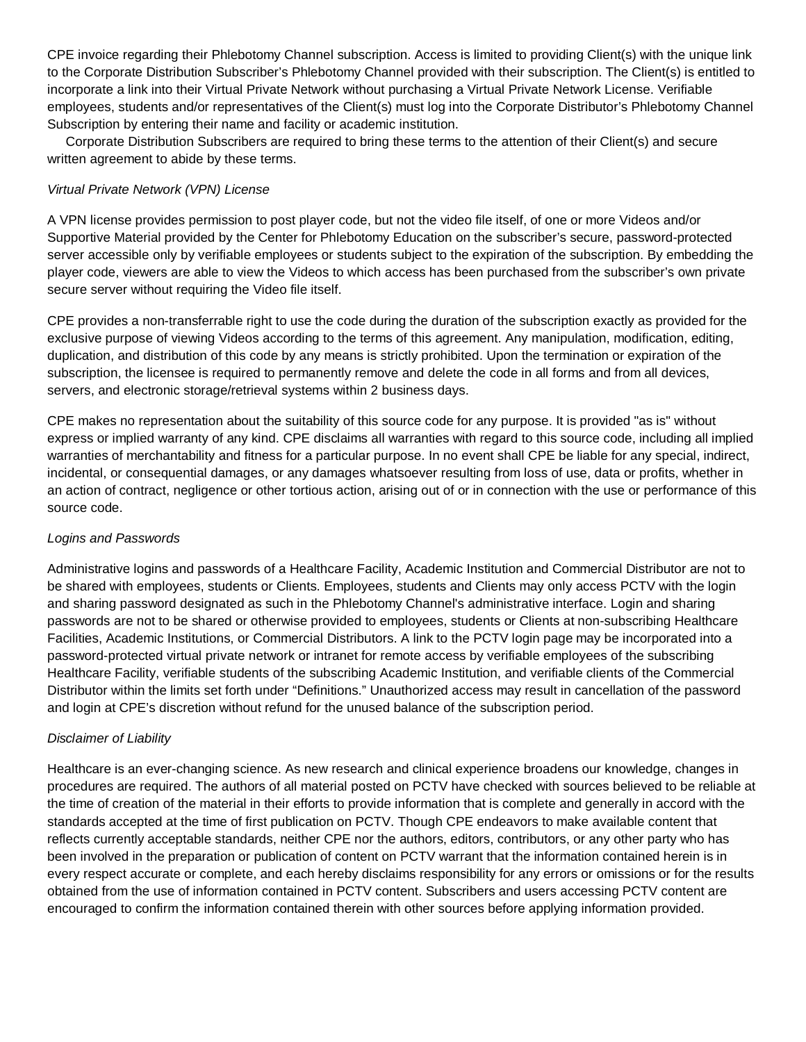CPE invoice regarding their Phlebotomy Channel subscription. Access is limited to providing Client(s) with the unique link to the Corporate Distribution Subscriber's Phlebotomy Channel provided with their subscription. The Client(s) is entitled to incorporate a link into their Virtual Private Network without purchasing a Virtual Private Network License. Verifiable employees, students and/or representatives of the Client(s) must log into the Corporate Distributor's Phlebotomy Channel Subscription by entering their name and facility or academic institution.

Corporate Distribution Subscribers are required to bring these terms to the attention of their Client(s) and secure written agreement to abide by these terms.

*Virtual Private Network (VPN) License*

A VPN license provides permission to post player code, but not the video file itself, of one or more Videos and/or Supportive Material provided by the Center for Phlebotomy Education on the subscriber's secure, password-protected server accessible only by verifiable employees or students subject to the expiration of the subscription. By embedding the player code, viewers are able to view the Videos to which access has been purchased from the subscriber's own private secure server without requiring the Video file itself.

CPE provides a non-transferrable right to use the code during the duration of the subscription exactly as provided for the exclusive purpose of viewing Videos according to the terms of this agreement. Any manipulation, modification, editing, duplication, and distribution of this code by any means is strictly prohibited. Upon the termination or expiration of the subscription, the licensee is required to permanently remove and delete the code in all forms and from all devices, servers, and electronic storage/retrieval systems within 2 business days.

CPE makes no representation about the suitability of this source code for any purpose. It is provided "as is" without express or implied warranty of any kind. CPE disclaims all warranties with regard to this source code, including all implied warranties of merchantability and fitness for a particular purpose. In no event shall CPE be liable for any special, indirect, incidental, or consequential damages, or any damages whatsoever resulting from loss of use, data or profits, whether in an action of contract, negligence or other tortious action, arising out of or in connection with the use or performance of this source code.

*Logins and Passwords*

Administrative logins and passwords of a Healthcare Facility, Academic Institution and Commercial Distributor are not to be shared with employees, students or Clients. Employees, students and Clients may only access PCTV with the login and sharing password designated as such in the Phlebotomy Channel's administrative interface. Login and sharing passwords are not to be shared or otherwise provided to employees, students or Clients at non-subscribing Healthcare Facilities, Academic Institutions, or Commercial Distributors. A link to the PCTV login page may be incorporated into a password-protected virtual private network or intranet for remote access by verifiable employees of the subscribing Healthcare Facility, verifiable students of the subscribing Academic Institution, and verifiable clients of the Commercial Distributor within the limits set forth under "Definitions." Unauthorized access may result in cancellation of the password and login at CPE's discretion without refund for the unused balance of the subscription period.

*Disclaimer of Liability*

Healthcare is an ever-changing science. As new research and clinical experience broadens our knowledge, changes in procedures are required. The authors of all material posted on PCTV have checked with sources believed to be reliable at the time of creation of the material in their efforts to provide information that is complete and generally in accord with the standards accepted at the time of first publication on PCTV. Though CPE endeavors to make available content that reflects currently acceptable standards, neither CPE nor the authors, editors, contributors, or any other party who has been involved in the preparation or publication of content on PCTV warrant that the information contained herein is in every respect accurate or complete, and each hereby disclaims responsibility for any errors or omissions or for the results obtained from the use of information contained in PCTV content. Subscribers and users accessing PCTV content are encouraged to confirm the information contained therein with other sources before applying information provided.